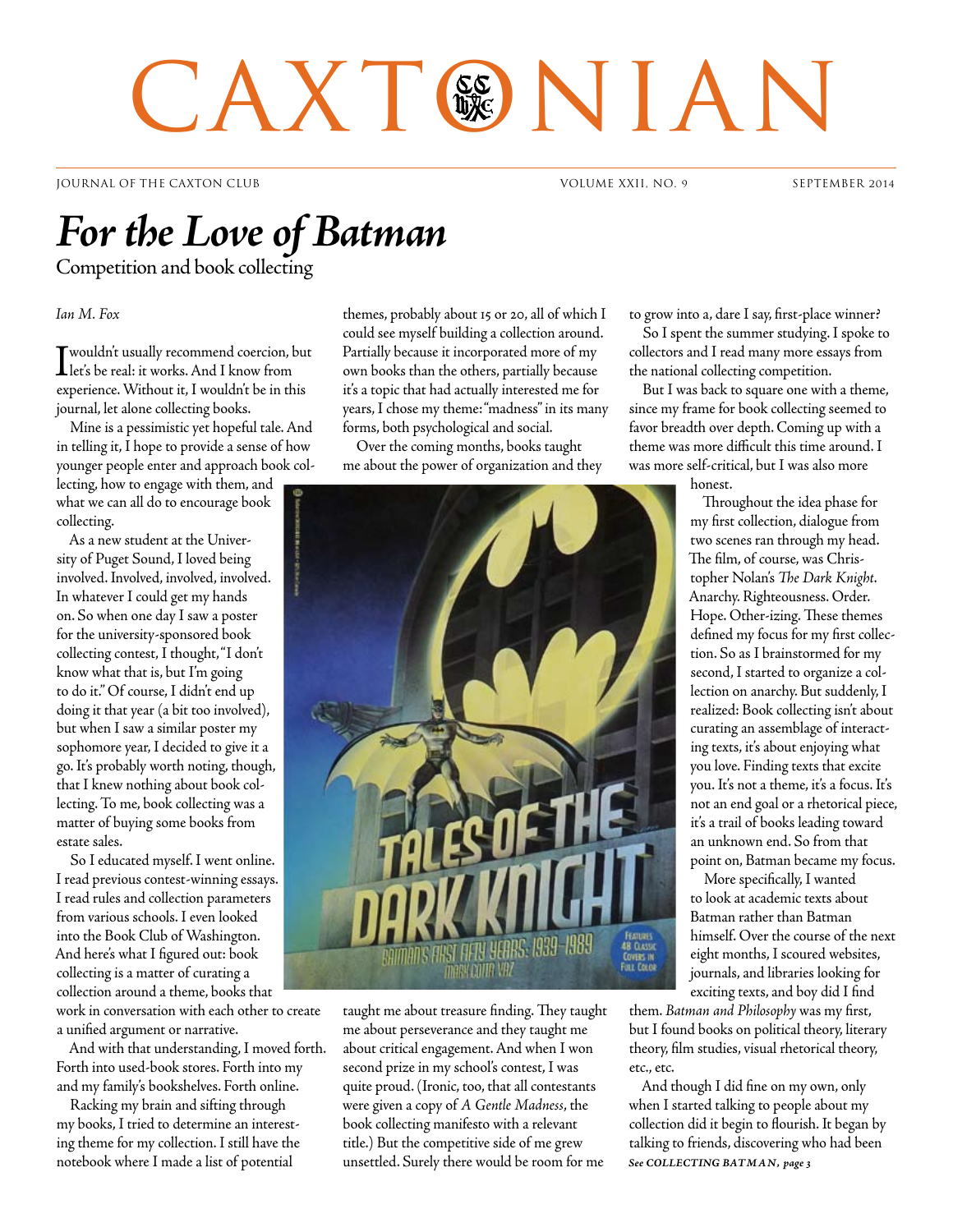# CAXTONIAN

JOURNAL OF THE CAXTON CLUB VOLUME XXII, NO. 9 SEPTEMBER 2014

# *For the Love of Batman*

## Competition and book collecting

*Ian M. Fox*

I wouldn't usually recommend coercion, but let's be real: it works. And I know from experience. Without it, I wouldn't be in this journal, let alone collecting books.

Mine is a pessimistic yet hopeful tale. And in telling it, I hope to provide a sense of how younger people enter and approach book collecting, how to engage with them, and what we can all do to encourage book collecting.

As a new student at the University of Puget Sound, I loved being involved. Involved, involved, involved. In whatever I could get my hands on. So when one day I saw a poster for the university-sponsored book collecting contest, I thought, "I don't know what that is, but I'm going to do it." Of course, I didn't end up doing it that year (a bit too involved), but when I saw a similar poster my sophomore year, I decided to give it a go. It's probably worth noting, though, that I knew nothing about book collecting. To me, book collecting was a matter of buying some books from estate sales.

So I educated myself. I went online. I read previous contest-winning essays. I read rules and collection parameters from various schools. I even looked into the Book Club of Washington. And here's what I figured out: book collecting is a matter of curating a collection around a theme, books that work in conversation with each other to create a unified argument or narrative.

And with that understanding, I moved forth. Forth into used-book stores. Forth into my and my family's bookshelves. Forth online.

Racking my brain and sifting through my books, I tried to determine an interesting theme for my collection. I still have the notebook where I made a list of potential themes, probably about 15 or 20, all of which I could see myself building a collection around. Partially because it incorporated more of my own books than the others, partially because it's a topic that had actually interested me for years, I chose my theme: "madness" in its many forms, both psychological and social.

Over the coming months, books taught me about the power of organization and they taught me about treasure finding. They taught me about perseverance and they taught me about critical engagement. And when I won second prize in my school's contest, I was quite proud. (Ironic, too, that all contestants were given a copy of *A Gentle Madness*, the book collecting manifesto with a relevant title.) But the competitive side of me grew unsettled. Surely there would be room for me to grow into a, dare I say, first-place winner?

So I spent the summer studying. I spoke to collectors and I read many more essays from the national collecting competition.

But I was back to square one with a theme, since my frame for book collecting seemed to favor breadth over depth. Coming up with a theme was more difficult this time around. I was more self-critical, but I was also more honest.

Throughout the idea phase for my first collection, dialogue from two scenes ran through my head. The film, of course, was Christopher Nolan's *The Dark Knight*. Anarchy. Righteousness. Order. Hope. Other-izing. These themes defined my focus for my first collection. So as I brainstormed for my second, I started to organize a collection on anarchy. But suddenly, I realized: Book collecting isn't about curating an assemblage of interacting texts, it's about enjoying what you love. Finding texts that excite you. It's not a theme, it's a focus. It's not an end goal or a rhetorical piece, it's a trail of books leading toward an unknown end. So from that point on, Batman became my focus.

More specifically, I wanted to look at academic texts about Batman rather than Batman himself. Over the course of the next eight months, I scoured websites, journals, and libraries looking for exciting texts, and boy did I find them. *Batman and Philosophy* was my first, but I found books on political theory, literary theory, film studies, visual rhetorical theory, etc., etc.

And though I did fine on my own, only when I started talking to people about my collection did it begin to flourish. It began by talking to friends, discovering who had been

*See COLLECTING BATMAN, page 3*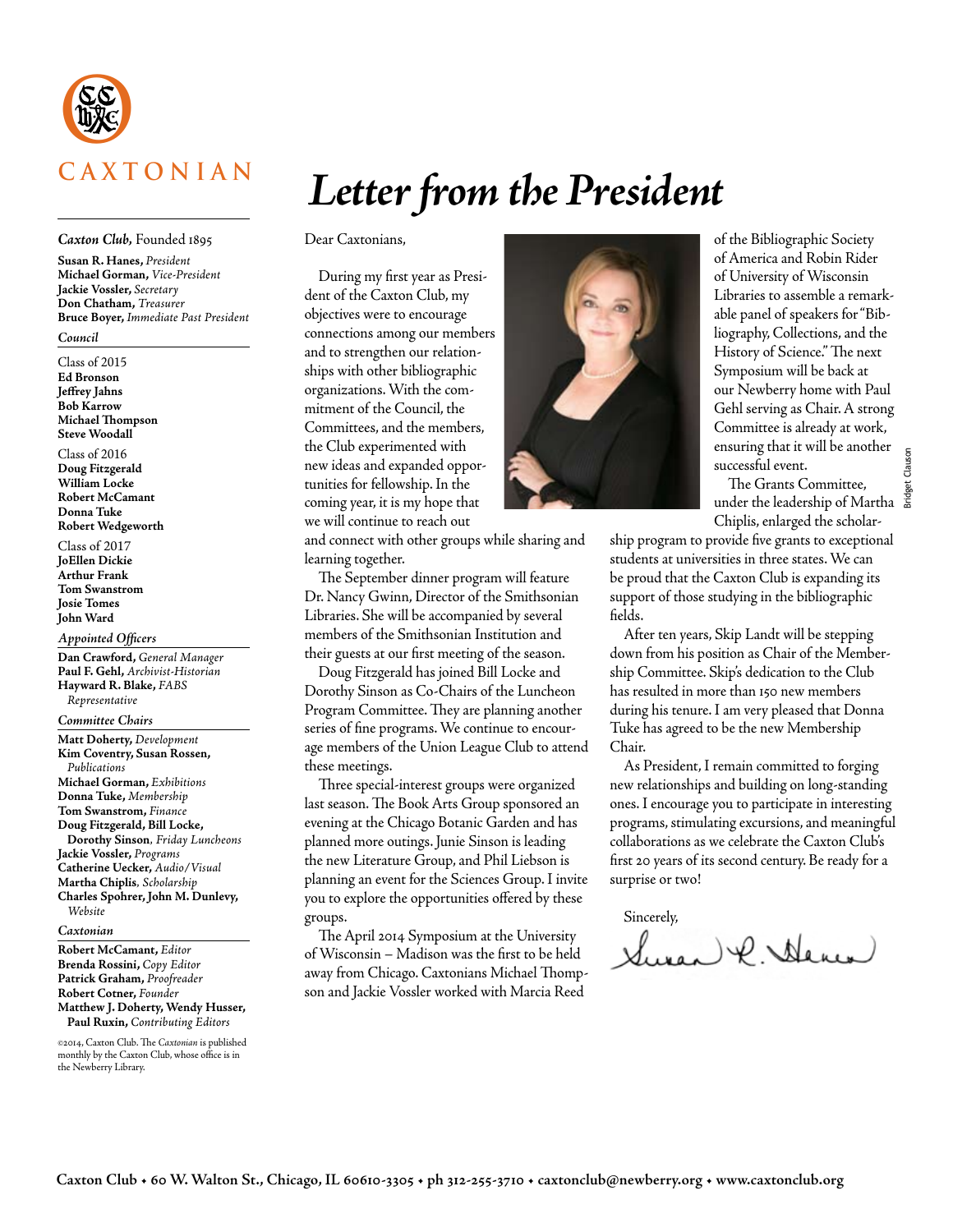CAXTONIAN

*Caxton Club,* Founded 1895

**Susan R. Hanes,** *President*
**Michael Gorman,** *Vice-President*
**Jackie Vossler,** *Secretary*
**Don Chatham,** *Treasurer*
**Bruce Boyer,** *Immediate Past President*

*Council*

Class of 2015
**Ed Bronson**
**Jeffrey Jahns**
**Bob Karrow**
**Michael Thompson**
**Steve Woodall**

Class of 2016
**Doug Fitzgerald**
**William Locke**
**Robert McCamant**
**Donna Tuke**
**Robert Wedgeworth**

Class of 2017
**JoEllen Dickie**
**Arthur Frank**
**Tom Swanstrom**
**Josie Tomes**
**John Ward**

*Appointed Officers*

**Dan Crawford,** *General Manager*
**Paul F. Gehl,** *Archivist-Historian*
**Hayward R. Blake,** *FABS Representative*

*Committee Chairs*

**Matt Doherty,** *Development*
**Kim Coventry, Susan Rossen,** *Publications*
**Michael Gorman,** *Exhibitions*
**Donna Tuke,** *Membership*
**Tom Swanstrom,** *Finance*
**Doug Fitzgerald, Bill Locke, Dorothy Sinson**, *Friday Luncheons*
**Jackie Vossler,** *Programs*
**Catherine Uecker,** *Audio/Visual*
**Martha Chiplis**, *Scholarship*
**Charles Spohrer, John M. Dunlevy,** *Website*

*Caxtonian*

**Robert McCamant,** *Editor*
**Brenda Rossini,** *Copy Editor*
**Patrick Graham,** *Proofreader*
**Robert Cotner,** *Founder*
**Matthew J. Doherty, Wendy Husser, Paul Ruxin,** *Contributing Editors*

©2014, Caxton Club. The *Caxtonian* is published monthly by the Caxton Club, whose office is in the Newberry Library.

# *Letter from the President*

Dear Caxtonians,

During my first year as President of the Caxton Club, my objectives were to encourage connections among our members and to strengthen our relationships with other bibliographic organizations. With the commitment of the Council, the Committees, and the members, the Club experimented with new ideas and expanded opportunities for fellowship. In the coming year, it is my hope that we will continue to reach out and connect with other groups while sharing and learning together.

The September dinner program will feature Dr. Nancy Gwinn, Director of the Smithsonian Libraries. She will be accompanied by several members of the Smithsonian Institution and their guests at our first meeting of the season.

Doug Fitzgerald has joined Bill Locke and Dorothy Sinson as Co-Chairs of the Luncheon Program Committee. They are planning another series of fine programs. We continue to encourage members of the Union League Club to attend these meetings.

Three special-interest groups were organized last season. The Book Arts Group sponsored an evening at the Chicago Botanic Garden and has planned more outings. Junie Sinson is leading the new Literature Group, and Phil Liebson is planning an event for the Sciences Group. I invite you to explore the opportunities offered by these groups.

The April 2014 Symposium at the University of Wisconsin – Madison was the first to be held away from Chicago. Caxtonians Michael Thompson and Jackie Vossler worked with Marcia Reed of the Bibliographic Society of America and Robin Rider of University of Wisconsin Libraries to assemble a remarkable panel of speakers for "Bibliography, Collections, and the History of Science." The next Symposium will be back at our Newberry home with Paul Gehl serving as Chair. A strong Committee is already at work, ensuring that it will be another successful event.

Bridget Clauson

The Grants Committee, under the leadership of Martha Chiplis, enlarged the scholarship program to provide five grants to exceptional students at universities in three states. We can be proud that the Caxton Club is expanding its support of those studying in the bibliographic fields.

After ten years, Skip Landt will be stepping down from his position as Chair of the Membership Committee. Skip's dedication to the Club has resulted in more than 150 new members during his tenure. I am very pleased that Donna Tuke has agreed to be the new Membership Chair.

As President, I remain committed to forging new relationships and building on long-standing ones. I encourage you to participate in interesting programs, stimulating excursions, and meaningful collaborations as we celebrate the Caxton Club's first 20 years of its second century. Be ready for a surprise or two!

Sincerely,

Susan R. Hanes

**Caxton Club • 60 W. Walton St., Chicago, IL 60610-3305 • ph 312-255-3710 • caxtonclub@newberry.org • www.caxtonclub.org**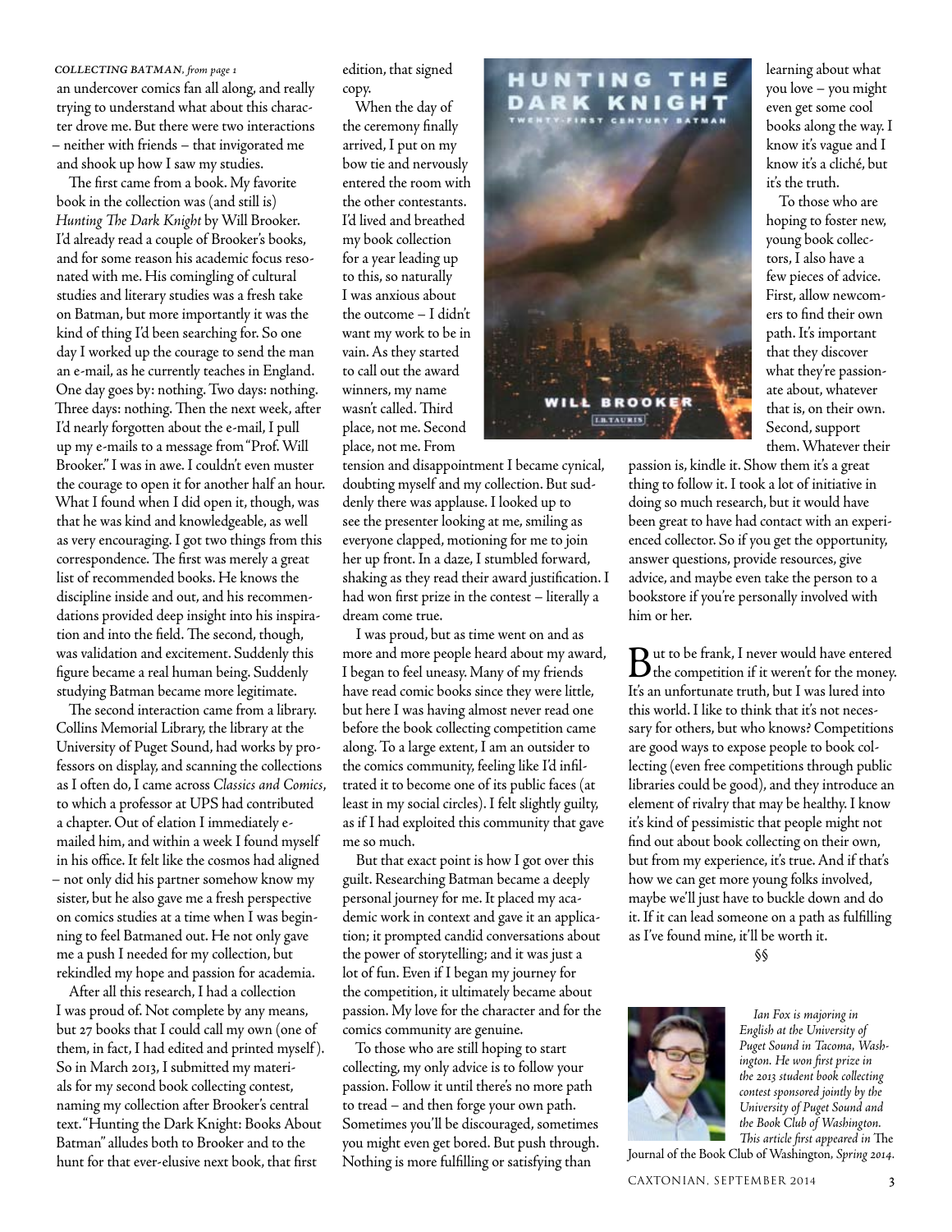*COLLECTING BATMAN, from page 1*

an undercover comics fan all along, and really trying to understand what about this character drove me. But there were two interactions – neither with friends – that invigorated me and shook up how I saw my studies.

The first came from a book. My favorite book in the collection was (and still is) *Hunting The Dark Knight* by Will Brooker. I'd already read a couple of Brooker's books, and for some reason his academic focus resonated with me. His comingling of cultural studies and literary studies was a fresh take on Batman, but more importantly it was the kind of thing I'd been searching for. So one day I worked up the courage to send the man an e-mail, as he currently teaches in England. One day goes by: nothing. Two days: nothing. Three days: nothing. Then the next week, after I'd nearly forgotten about the e-mail, I pull up my e-mails to a message from "Prof. Will Brooker." I was in awe. I couldn't even muster the courage to open it for another half an hour. What I found when I did open it, though, was that he was kind and knowledgeable, as well as very encouraging. I got two things from this correspondence. The first was merely a great list of recommended books. He knows the discipline inside and out, and his recommendations provided deep insight into his inspiration and into the field. The second, though, was validation and excitement. Suddenly this figure became a real human being. Suddenly studying Batman became more legitimate.

The second interaction came from a library. Collins Memorial Library, the library at the University of Puget Sound, had works by professors on display, and scanning the collections as I often do, I came across *Classics and Comics*, to which a professor at UPS had contributed a chapter. Out of elation I immediately e-mailed him, and within a week I found myself in his office. It felt like the cosmos had aligned – not only did his partner somehow know my sister, but he also gave me a fresh perspective on comics studies at a time when I was beginning to feel Batmaned out. He not only gave me a push I needed for my collection, but rekindled my hope and passion for academia.

After all this research, I had a collection I was proud of. Not complete by any means, but 27 books that I could call my own (one of them, in fact, I had edited and printed myself). So in March 2013, I submitted my materials for my second book collecting contest, naming my collection after Brooker's central text. "Hunting the Dark Knight: Books About Batman" alludes both to Brooker and to the hunt for that ever-elusive next book, that first edition, that signed copy.

When the day of the ceremony finally arrived, I put on my bow tie and nervously entered the room with the other contestants. I'd lived and breathed my book collection for a year leading up to this, so naturally I was anxious about the outcome – I didn't want my work to be in vain. As they started to call out the award winners, my name wasn't called. Third place, not me. Second place, not me. From tension and disappointment I became cynical, doubting myself and my collection. But suddenly there was applause. I looked up to see the presenter looking at me, smiling as everyone clapped, motioning for me to join her up front. In a daze, I stumbled forward, shaking as they read their award justification. I had won first prize in the contest – literally a dream come true.

I was proud, but as time went on and as more and more people heard about my award, I began to feel uneasy. Many of my friends have read comic books since they were little, but here I was having almost never read one before the book collecting competition came along. To a large extent, I am an outsider to the comics community, feeling like I'd infiltrated it to become one of its public faces (at least in my social circles). I felt slightly guilty, as if I had exploited this community that gave me so much.

But that exact point is how I got over this guilt. Researching Batman became a deeply personal journey for me. It placed my academic work in context and gave it an application; it prompted candid conversations about the power of storytelling; and it was just a lot of fun. Even if I began my journey for the competition, it ultimately became about passion. My love for the character and for the comics community are genuine.

To those who are still hoping to start collecting, my only advice is to follow your passion. Follow it until there's no more path to tread – and then forge your own path. Sometimes you'll be discouraged, sometimes you might even get bored. But push through. Nothing is more fulfilling or satisfying than learning about what you love – you might even get some cool books along the way. I know it's vague and I know it's a cliché, but it's the truth.

To those who are hoping to foster new, young book collectors, I also have a few pieces of advice. First, allow newcomers to find their own path. It's important that they discover what they're passionate about, whatever that is, on their own. Second, support them. Whatever their passion is, kindle it. Show them it's a great thing to follow it. I took a lot of initiative in doing so much research, but it would have been great to have had contact with an experienced collector. So if you get the opportunity, answer questions, provide resources, give advice, and maybe even take the person to a bookstore if you're personally involved with him or her.

But to be frank, I never would have entered the competition if it weren't for the money. It's an unfortunate truth, but I was lured into this world. I like to think that it's not necessary for others, but who knows? Competitions are good ways to expose people to book collecting (even free competitions through public libraries could be good), and they introduce an element of rivalry that may be healthy. I know it's kind of pessimistic that people might not find out about book collecting on their own, but from my experience, it's true. And if that's how we can get more young folks involved, maybe we'll just have to buckle down and do it. If it can lead someone on a path as fulfilling as I've found mine, it'll be worth it.

§§

*Ian Fox is majoring in English at the University of Puget Sound in Tacoma, Washington. He won first prize in the 2013 student book collecting contest sponsored jointly by the University of Puget Sound and the Book Club of Washington. This article first appeared in* The Journal of the Book Club of Washington, *Spring 2014.*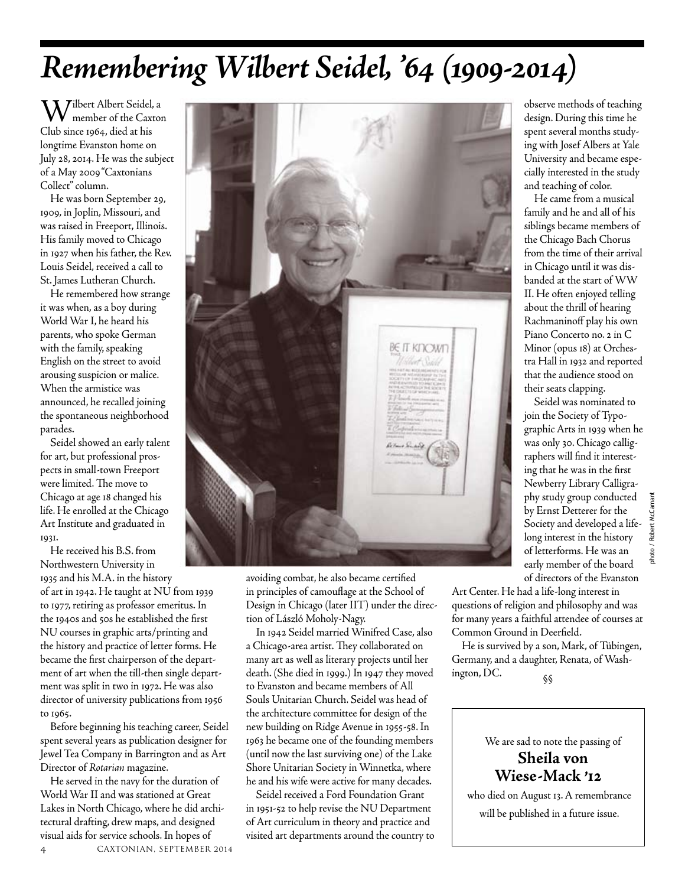# *Remembering Wilbert Seidel, '64 (1909-2014)*

Wilbert Albert Seidel, a member of the Caxton Club since 1964, died at his longtime Evanston home on July 28, 2014. He was the subject of a May 2009 "Caxtonians Collect" column.

He was born September 29, 1909, in Joplin, Missouri, and was raised in Freeport, Illinois. His family moved to Chicago in 1927 when his father, the Rev. Louis Seidel, received a call to St. James Lutheran Church.

He remembered how strange it was when, as a boy during World War I, he heard his parents, who spoke German with the family, speaking English on the street to avoid arousing suspicion or malice. When the armistice was announced, he recalled joining the spontaneous neighborhood parades.

Seidel showed an early talent for art, but professional prospects in small-town Freeport were limited. The move to Chicago at age 18 changed his life. He enrolled at the Chicago Art Institute and graduated in 1931.

He received his B.S. from Northwestern University in 1935 and his M.A. in the history of art in 1942. He taught at NU from 1939 to 1977, retiring as professor emeritus. In the 1940s and 50s he established the first NU courses in graphic arts/printing and the history and practice of letter forms. He became the first chairperson of the department of art when the till-then single department was split in two in 1972. He was also director of university publications from 1956 to 1965.

Before beginning his teaching career, Seidel spent several years as publication designer for Jewel Tea Company in Barrington and as Art Director of *Rotarian* magazine.

He served in the navy for the duration of World War II and was stationed at Great Lakes in North Chicago, where he did architectural drafting, drew maps, and designed visual aids for service schools. In hopes of avoiding combat, he also became certified in principles of camouflage at the School of Design in Chicago (later IIT) under the direction of László Moholy-Nagy.

In 1942 Seidel married Winifred Case, also a Chicago-area artist. They collaborated on many art as well as literary projects until her death. (She died in 1999.) In 1947 they moved to Evanston and became members of All Souls Unitarian Church. Seidel was head of the architecture committee for design of the new building on Ridge Avenue in 1955-58. In 1963 he became one of the founding members (until now the last surviving one) of the Lake Shore Unitarian Society in Winnetka, where he and his wife were active for many decades.

Seidel received a Ford Foundation Grant in 1951-52 to help revise the NU Department of Art curriculum in theory and practice and visited art departments around the country to observe methods of teaching design. During this time he spent several months studying with Josef Albers at Yale University and became especially interested in the study and teaching of color.

He came from a musical family and he and all of his siblings became members of the Chicago Bach Chorus from the time of their arrival in Chicago until it was disbanded at the start of WW II. He often enjoyed telling about the thrill of hearing Rachmaninoff play his own Piano Concerto no. 2 in C Minor (opus 18) at Orchestra Hall in 1932 and reported that the audience stood on their seats clapping.

Seidel was nominated to join the Society of Typographic Arts in 1939 when he was only 30. Chicago calligraphers will find it interesting that he was in the first Newberry Library Calligraphy study group conducted by Ernst Detterer for the Society and developed a lifelong interest in the history of letterforms. He was an early member of the board of directors of the Evanston Art Center. He had a life-long interest in questions of religion and philosophy and was for many years a faithful attendee of courses at Common Ground in Deerfield.

He is survived by a son, Mark, of Tübingen, Germany, and a daughter, Renata, of Washington, DC.

§§

photo / Robert McCamant

---

We are sad to note the passing of

**Sheila von Wiese-Mack '12**

who died on August 13. A remembrance will be published in a future issue.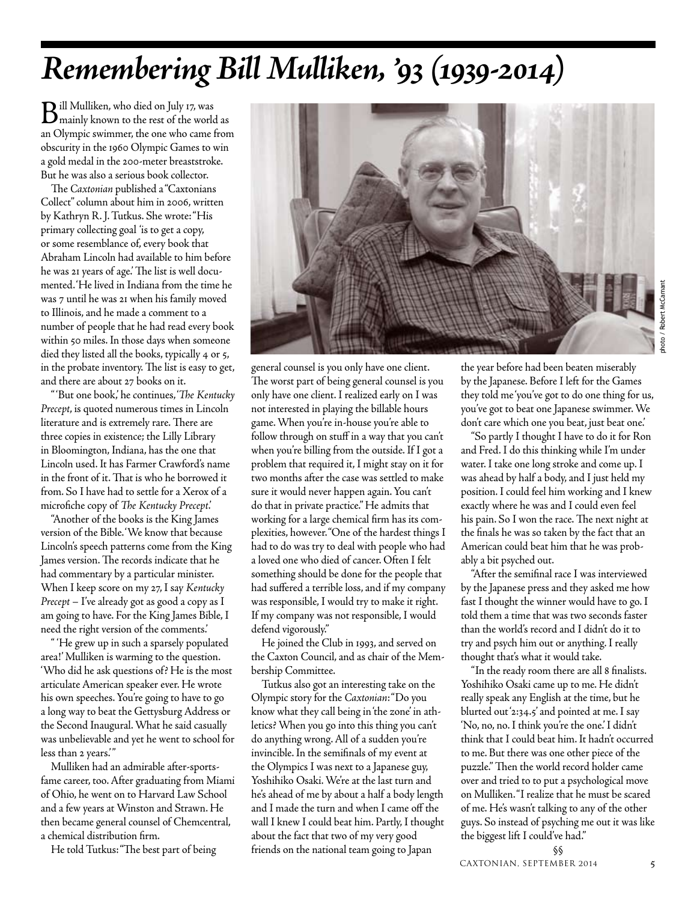# *Remembering Bill Mulliken, '93 (1939-2014)*

Bill Mulliken, who died on July 17, was mainly known to the rest of the world as an Olympic swimmer, the one who came from obscurity in the 1960 Olympic Games to win a gold medal in the 200-meter breaststroke. But he was also a serious book collector.

The *Caxtonian* published a "Caxtonians Collect" column about him in 2006, written by Kathryn R. J. Tutkus. She wrote: "His primary collecting goal 'is to get a copy, or some resemblance of, every book that Abraham Lincoln had available to him before he was 21 years of age.' The list is well documented. 'He lived in Indiana from the time he was 7 until he was 21 when his family moved to Illinois, and he made a comment to a number of people that he had read every book within 50 miles. In those days when someone died they listed all the books, typically 4 or 5, in the probate inventory. The list is easy to get, and there are about 27 books on it.

"'But one book,' he continues, '*The Kentucky Precept*, is quoted numerous times in Lincoln literature and is extremely rare. There are three copies in existence; the Lilly Library in Bloomington, Indiana, has the one that Lincoln used. It has Farmer Crawford's name in the front of it. That is who he borrowed it from. So I have had to settle for a Xerox of a microfiche copy of *The Kentucky Precept*.'

"Another of the books is the King James version of the Bible. 'We know that because Lincoln's speech patterns come from the King James version. The records indicate that he had commentary by a particular minister. When I keep score on my 27, I say *Kentucky Precept* – I've already got as good a copy as I am going to have. For the King James Bible, I need the right version of the comments.'

"'He grew up in such a sparsely populated area!' Mulliken is warming to the question. 'Who did he ask questions of? He is the most articulate American speaker ever. He wrote his own speeches. You're going to have to go a long way to beat the Gettysburg Address or the Second Inaugural. What he said casually was unbelievable and yet he went to school for less than 2 years.'"

Mulliken had an admirable after-sports-fame career, too. After graduating from Miami of Ohio, he went on to Harvard Law School and a few years at Winston and Strawn. He then became general counsel of Chemcentral, a chemical distribution firm.

He told Tutkus: "The best part of being general counsel is you only have one client. The worst part of being general counsel is you only have one client. I realized early on I was not interested in playing the billable hours game. When you're in-house you're able to follow through on stuff in a way that you can't when you're billing from the outside. If I got a problem that required it, I might stay on it for two months after the case was settled to make sure it would never happen again. You can't do that in private practice." He admits that working for a large chemical firm has its complexities, however. "One of the hardest things I had to do was try to deal with people who had a loved one who died of cancer. Often I felt something should be done for the people that had suffered a terrible loss, and if my company was responsible, I would try to make it right. If my company was not responsible, I would defend vigorously."

He joined the Club in 1993, and served on the Caxton Council, and as chair of the Membership Committee.

Tutkus also got an interesting take on the Olympic story for the *Caxtonian*: "Do you know what they call being in 'the zone' in athletics? When you go into this thing you can't do anything wrong. All of a sudden you're invincible. In the semifinals of my event at the Olympics I was next to a Japanese guy, Yoshihiko Osaki. We're at the last turn and he's ahead of me by about a half a body length and I made the turn and when I came off the wall I knew I could beat him. Partly, I thought about the fact that two of my very good friends on the national team going to Japan the year before had been beaten miserably by the Japanese. Before I left for the Games they told me 'you've got to do one thing for us, you've got to beat one Japanese swimmer. We don't care which one you beat, just beat one.'

"So partly I thought I have to do it for Ron and Fred. I do this thinking while I'm under water. I take one long stroke and come up. I was ahead by half a body, and I just held my position. I could feel him working and I knew exactly where he was and I could even feel his pain. So I won the race. The next night at the finals he was so taken by the fact that an American could beat him that he was probably a bit psyched out.

"After the semifinal race I was interviewed by the Japanese press and they asked me how fast I thought the winner would have to go. I told them a time that was two seconds faster than the world's record and I didn't do it to try and psych him out or anything. I really thought that's what it would take.

"In the ready room there are all 8 finalists. Yoshihiko Osaki came up to me. He didn't really speak any English at the time, but he blurted out '2:34.5' and pointed at me. I say 'No, no, no. I think you're the one.' I didn't think that I could beat him. It hadn't occurred to me. But there was one other piece of the puzzle." Then the world record holder came over and tried to to put a psychological move on Mulliken. "I realize that he must be scared of me. He's wasn't talking to any of the other guys. So instead of psyching me out it was like the biggest lift I could've had."

§§

photo / Robert McCamant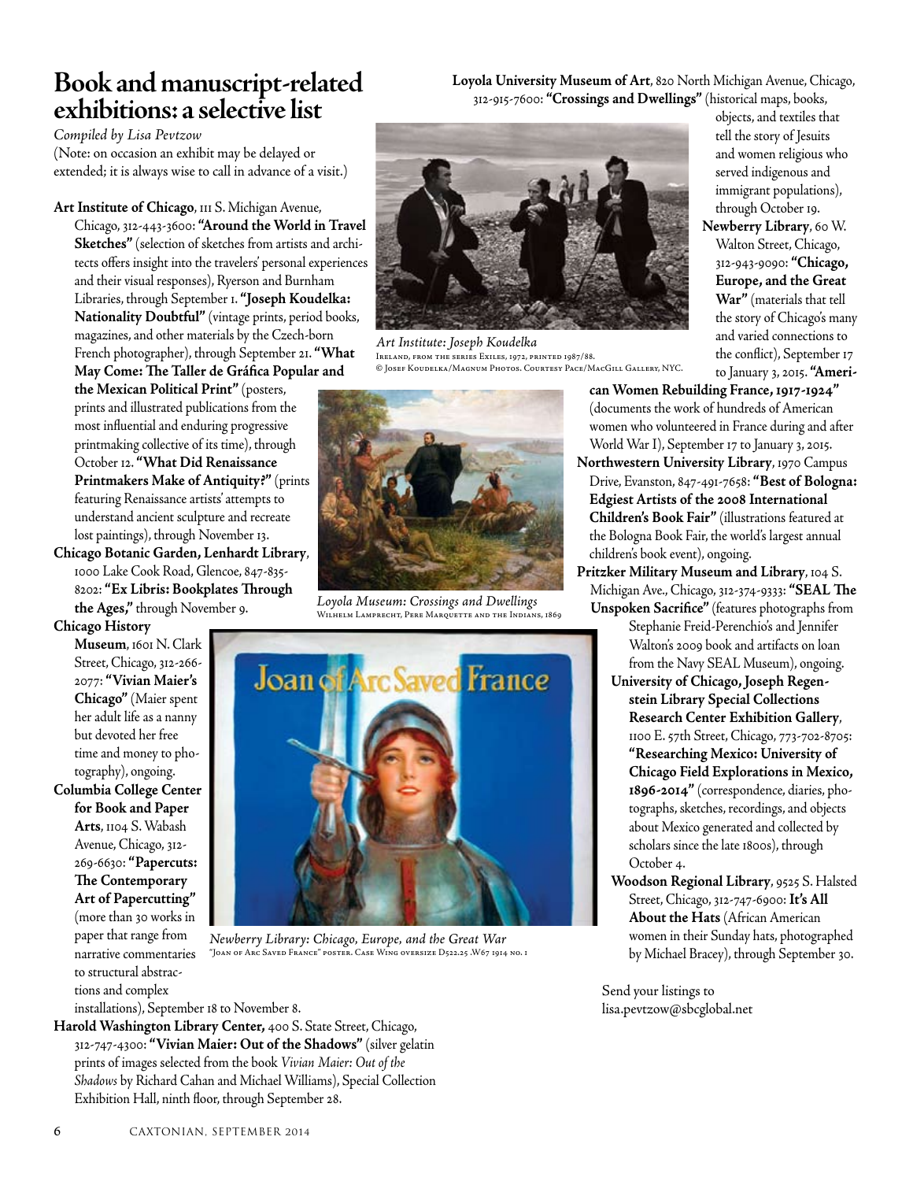# Book and manuscript-related exhibitions: a selective list

*Compiled by Lisa Pevtzow*

(Note: on occasion an exhibit may be delayed or extended; it is always wise to call in advance of a visit.)

**Art Institute of Chicago**, 111 S. Michigan Avenue, Chicago, 312-443-3600: **"Around the World in Travel Sketches"** (selection of sketches from artists and architects offers insight into the travelers' personal experiences and their visual responses), Ryerson and Burnham Libraries, through September 1. **"Joseph Koudelka: Nationality Doubtful"** (vintage prints, period books, magazines, and other materials by the Czech-born French photographer), through September 21. **"What May Come: The Taller de Gráfica Popular and the Mexican Political Print"** (posters, prints and illustrated publications from the most influential and enduring progressive printmaking collective of its time), through October 12. **"What Did Renaissance Printmakers Make of Antiquity?"** (prints featuring Renaissance artists' attempts to understand ancient sculpture and recreate lost paintings), through November 13.

**Chicago Botanic Garden, Lenhardt Library**, 1000 Lake Cook Road, Glencoe, 847-835-8202: **"Ex Libris: Bookplates Through the Ages,"** through November 9.

**Chicago History Museum**, 1601 N. Clark Street, Chicago, 312-266-2077: **"Vivian Maier's Chicago"** (Maier spent her adult life as a nanny but devoted her free time and money to photography), ongoing.

**Columbia College Center for Book and Paper Arts**, 1104 S. Wabash Avenue, Chicago, 312-269-6630: **"Papercuts: The Contemporary Art of Papercutting"** (more than 30 works in paper that range from narrative commentaries to structural abstractions and complex installations), September 18 to November 8.

**Harold Washington Library Center,** 400 S. State Street, Chicago, 312-747-4300: **"Vivian Maier: Out of the Shadows"** (silver gelatin prints of images selected from the book *Vivian Maier: Out of the Shadows* by Richard Cahan and Michael Williams), Special Collection Exhibition Hall, ninth floor, through September 28.

**Loyola University Museum of Art**, 820 North Michigan Avenue, Chicago, 312-915-7600: **"Crossings and Dwellings"** (historical maps, books, objects, and textiles that tell the story of Jesuits and women religious who served indigenous and immigrant populations), through October 19.

**Newberry Library**, 60 W. Walton Street, Chicago, 312-943-9090: **"Chicago, Europe, and the Great War"** (materials that tell the story of Chicago's many and varied connections to the conflict), September 17 to January 3, 2015. **"American Women Rebuilding France, 1917-1924"** (documents the work of hundreds of American women who volunteered in France during and after World War I), September 17 to January 3, 2015.

**Northwestern University Library**, 1970 Campus Drive, Evanston, 847-491-7658: **"Best of Bologna: Edgiest Artists of the 2008 International Children's Book Fair"** (illustrations featured at the Bologna Book Fair, the world's largest annual children's book event), ongoing.

**Pritzker Military Museum and Library**, 104 S. Michigan Ave., Chicago, 312-374-9333: **"SEAL The Unspoken Sacrifice"** (features photographs from Stephanie Freid-Perenchio's and Jennifer Walton's 2009 book and artifacts on loan from the Navy SEAL Museum), ongoing.

**University of Chicago, Joseph Regenstein Library Special Collections Research Center Exhibition Gallery**, 1100 E. 57th Street, Chicago, 773-702-8705: **"Researching Mexico: University of Chicago Field Explorations in Mexico, 1896-2014"** (correspondence, diaries, photographs, sketches, recordings, and objects about Mexico generated and collected by scholars since the late 1800s), through October 4.

**Woodson Regional Library**, 9525 S. Halsted Street, Chicago, 312-747-6900: **It's All About the Hats** (African American women in their Sunday hats, photographed by Michael Bracey), through September 30.

Send your listings to lisa.pevtzow@sbcglobal.net

*Art Institute: Joseph Koudelka*
Ireland, from the series Exiles, 1972, printed 1987/88.
© Josef Koudelka/Magnum Photos. Courtesy Pace/MacGill Gallery, NYC.

*Loyola Museum: Crossings and Dwellings*
Wilhelm Lamprecht, Pere Marquette and the Indians, 1869

*Newberry Library: Chicago, Europe, and the Great War*
"Joan of Arc Saved France" poster. Case Wing oversize D522.25 .W67 1914 no. 1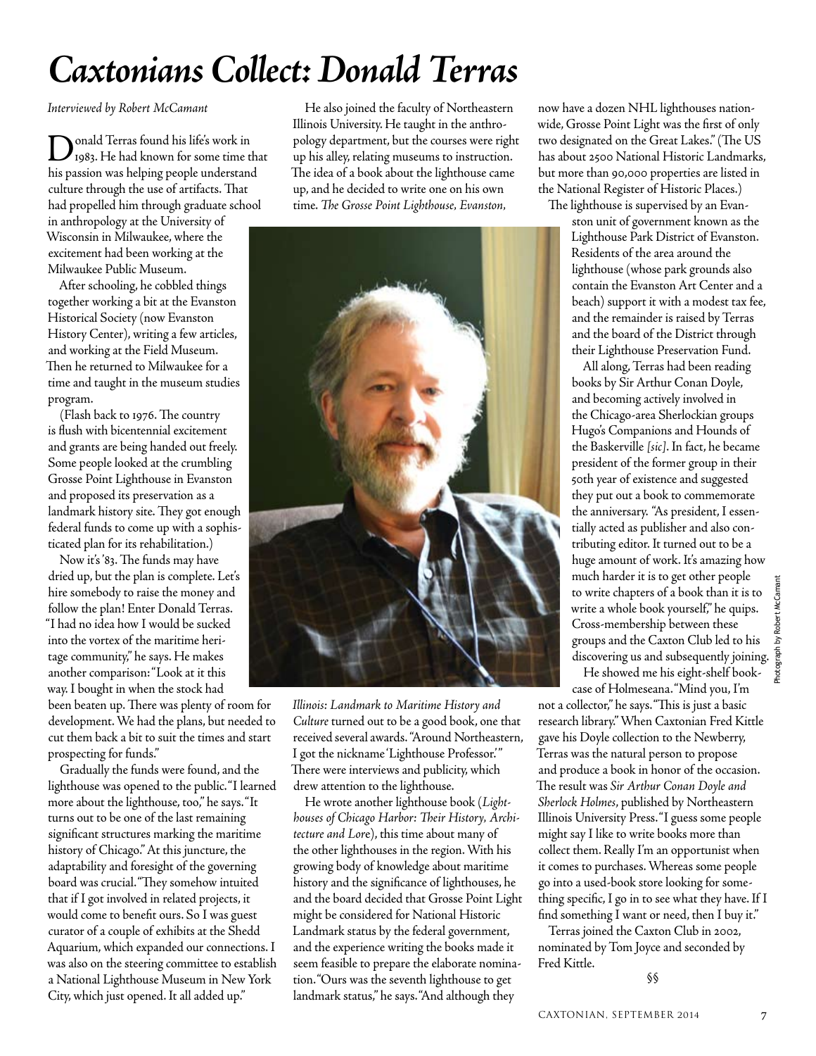# *Caxtonians Collect: Donald Terras*

*Interviewed by Robert McCamant*

Donald Terras found his life's work in 1983. He had known for some time that his passion was helping people understand culture through the use of artifacts. That had propelled him through graduate school in anthropology at the University of Wisconsin in Milwaukee, where the excitement had been working at the Milwaukee Public Museum.

After schooling, he cobbled things together working a bit at the Evanston Historical Society (now Evanston History Center), writing a few articles, and working at the Field Museum. Then he returned to Milwaukee for a time and taught in the museum studies program.

(Flash back to 1976. The country is flush with bicentennial excitement and grants are being handed out freely. Some people looked at the crumbling Grosse Point Lighthouse in Evanston and proposed its preservation as a landmark history site. They got enough federal funds to come up with a sophisticated plan for its rehabilitation.)

Now it's '83. The funds may have dried up, but the plan is complete. Let's hire somebody to raise the money and follow the plan! Enter Donald Terras. "I had no idea how I would be sucked into the vortex of the maritime heritage community," he says. He makes another comparison: "Look at it this way. I bought in when the stock had been beaten up. There was plenty of room for development. We had the plans, but needed to cut them back a bit to suit the times and start prospecting for funds."

Gradually the funds were found, and the lighthouse was opened to the public. "I learned more about the lighthouse, too," he says. "It turns out to be one of the last remaining significant structures marking the maritime history of Chicago." At this juncture, the adaptability and foresight of the governing board was crucial. "They somehow intuited that if I got involved in related projects, it would come to benefit ours. So I was guest curator of a couple of exhibits at the Shedd Aquarium, which expanded our connections. I was also on the steering committee to establish a National Lighthouse Museum in New York City, which just opened. It all added up."

He also joined the faculty of Northeastern Illinois University. He taught in the anthropology department, but the courses were right up his alley, relating museums to instruction. The idea of a book about the lighthouse came up, and he decided to write one on his own time. *The Grosse Point Lighthouse, Evanston, Illinois: Landmark to Maritime History and Culture* turned out to be a good book, one that received several awards. "Around Northeastern, I got the nickname 'Lighthouse Professor.'" There were interviews and publicity, which drew attention to the lighthouse.

He wrote another lighthouse book (*Lighthouses of Chicago Harbor: Their History, Architecture and Lore*), this time about many of the other lighthouses in the region. With his growing body of knowledge about maritime history and the significance of lighthouses, he and the board decided that Grosse Point Light might be considered for National Historic Landmark status by the federal government, and the experience writing the books made it seem feasible to prepare the elaborate nomination. "Ours was the seventh lighthouse to get landmark status," he says. "And although they now have a dozen NHL lighthouses nationwide, Grosse Point Light was the first of only two designated on the Great Lakes." (The US has about 2500 National Historic Landmarks, but more than 90,000 properties are listed in the National Register of Historic Places.)

The lighthouse is supervised by an Evanston unit of government known as the Lighthouse Park District of Evanston. Residents of the area around the lighthouse (whose park grounds also contain the Evanston Art Center and a beach) support it with a modest tax fee, and the remainder is raised by Terras and the board of the District through their Lighthouse Preservation Fund.

All along, Terras had been reading books by Sir Arthur Conan Doyle, and becoming actively involved in the Chicago-area Sherlockian groups Hugo's Companions and Hounds of the Baskerville *[sic]*. In fact, he became president of the former group in their 50th year of existence and suggested they put out a book to commemorate the anniversary. "As president, I essentially acted as publisher and also contributing editor. It turned out to be a huge amount of work. It's amazing how much harder it is to get other people to write chapters of a book than it is to write a whole book yourself," he quips. Cross-membership between these groups and the Caxton Club led to his discovering us and subsequently joining.

He showed me his eight-shelf bookcase of Holmeseana. "Mind you, I'm not a collector," he says. "This is just a basic research library." When Caxtonian Fred Kittle gave his Doyle collection to the Newberry, Terras was the natural person to propose and produce a book in honor of the occasion. The result was *Sir Arthur Conan Doyle and Sherlock Holmes*, published by Northeastern Illinois University Press. "I guess some people might say I like to write books more than collect them. Really I'm an opportunist when it comes to purchases. Whereas some people go into a used-book store looking for something specific, I go in to see what they have. If I find something I want or need, then I buy it."

Terras joined the Caxton Club in 2002, nominated by Tom Joyce and seconded by Fred Kittle.

Photograph by Robert McCamant

§§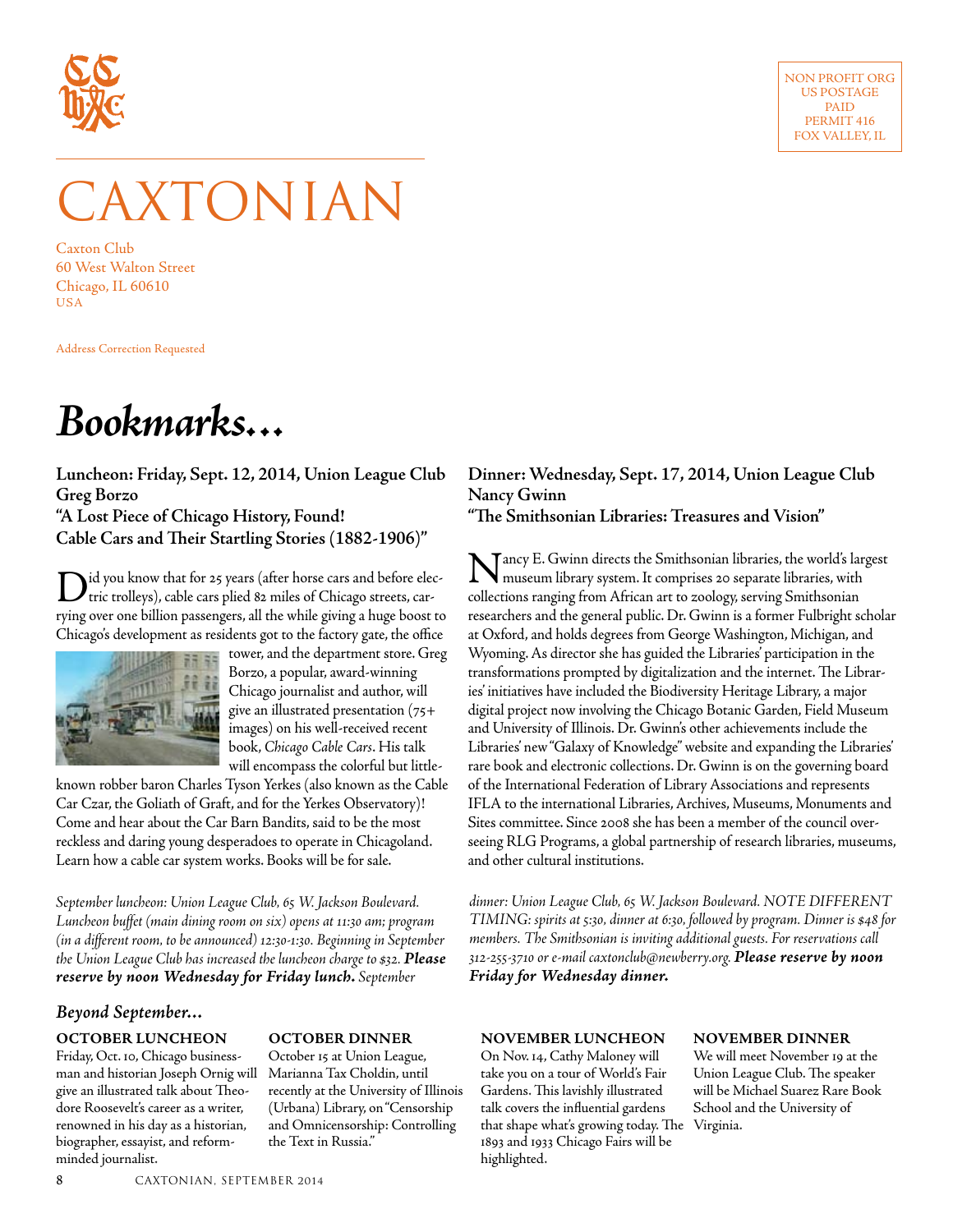NON PROFIT ORG
US POSTAGE
PAID
PERMIT 416
FOX VALLEY, IL

# CAXTONIAN

Caxton Club
60 West Walton Street
Chicago, IL 60610
USA

Address Correction Requested

# *Bookmarks...*

**Luncheon: Friday, Sept. 12, 2014, Union League Club**
**Greg Borzo**
**"A Lost Piece of Chicago History, Found! Cable Cars and Their Startling Stories (1882-1906)"**

Did you know that for 25 years (after horse cars and before electric trolleys), cable cars plied 82 miles of Chicago streets, carrying over one billion passengers, all the while giving a huge boost to Chicago's development as residents got to the factory gate, the office tower, and the department store. Greg Borzo, a popular, award-winning Chicago journalist and author, will give an illustrated presentation (75+ images) on his well-received recent book, *Chicago Cable Cars*. His talk will encompass the colorful but little-known robber baron Charles Tyson Yerkes (also known as the Cable Car Czar, the Goliath of Graft, and for the Yerkes Observatory)! Come and hear about the Car Barn Bandits, said to be the most reckless and daring young desperadoes to operate in Chicagoland. Learn how a cable car system works. Books will be for sale.

*September luncheon: Union League Club, 65 W. Jackson Boulevard. Luncheon buffet (main dining room on six) opens at 11:30 am; program (in a different room, to be announced) 12:30-1:30. Beginning in September the Union League Club has increased the luncheon charge to $32.* ***Please reserve by noon Wednesday for Friday lunch.*** *September*

**Dinner: Wednesday, Sept. 17, 2014, Union League Club**
**Nancy Gwinn**
**"The Smithsonian Libraries: Treasures and Vision"**

Nancy E. Gwinn directs the Smithsonian libraries, the world's largest museum library system. It comprises 20 separate libraries, with collections ranging from African art to zoology, serving Smithsonian researchers and the general public. Dr. Gwinn is a former Fulbright scholar at Oxford, and holds degrees from George Washington, Michigan, and Wyoming. As director she has guided the Libraries' participation in the transformations prompted by digitalization and the internet. The Libraries' initiatives have included the Biodiversity Heritage Library, a major digital project now involving the Chicago Botanic Garden, Field Museum and University of Illinois. Dr. Gwinn's other achievements include the Libraries' new "Galaxy of Knowledge" website and expanding the Libraries' rare book and electronic collections. Dr. Gwinn is on the governing board of the International Federation of Library Associations and represents IFLA to the international Libraries, Archives, Museums, Monuments and Sites committee. Since 2008 she has been a member of the council overseeing RLG Programs, a global partnership of research libraries, museums, and other cultural institutions.

*dinner: Union League Club, 65 W. Jackson Boulevard. NOTE DIFFERENT TIMING: spirits at 5:30, dinner at 6:30, followed by program. Dinner is $48 for members. The Smithsonian is inviting additional guests. For reservations call 312-255-3710 or e-mail caxtonclub@newberry.org.* ***Please reserve by noon Friday for Wednesday dinner.***

## *Beyond September...*

**OCTOBER LUNCHEON**
Friday, Oct. 10, Chicago businessman and historian Joseph Ornig will give an illustrated talk about Theodore Roosevelt's career as a writer, renowned in his day as a historian, biographer, essayist, and reform-minded journalist.

**OCTOBER DINNER**
October 15 at Union League, Marianna Tax Choldin, until recently at the University of Illinois (Urbana) Library, on "Censorship and Omnicensorship: Controlling the Text in Russia."

**NOVEMBER LUNCHEON**
On Nov. 14, Cathy Maloney will take you on a tour of World's Fair Gardens. This lavishly illustrated talk covers the influential gardens that shape what's growing today. The 1893 and 1933 Chicago Fairs will be highlighted.

**NOVEMBER DINNER**
We will meet November 19 at the Union League Club. The speaker will be Michael Suarez Rare Book School and the University of Virginia.